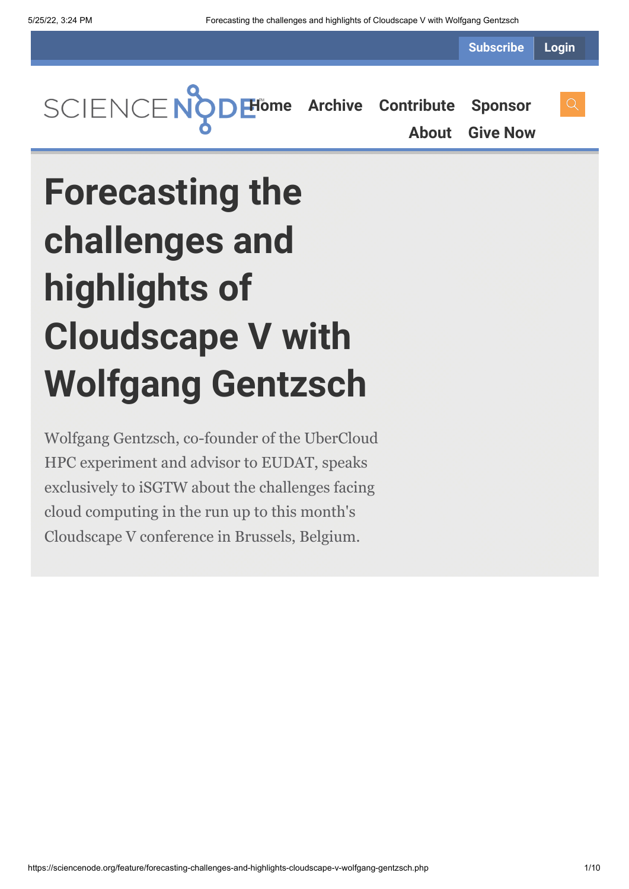# Forecasting the challenges and highlights of Cloudscape V with Wolfgang Gentzsch

Wolfgang Gentzsch, co-founder of the UberCloud HPC experiment and advisor to EUDAT, speaks exclusively to iSGTW about the challenges facing cloud computing in the run up to this month's Cloudscape V conference in Brussels, Belgium.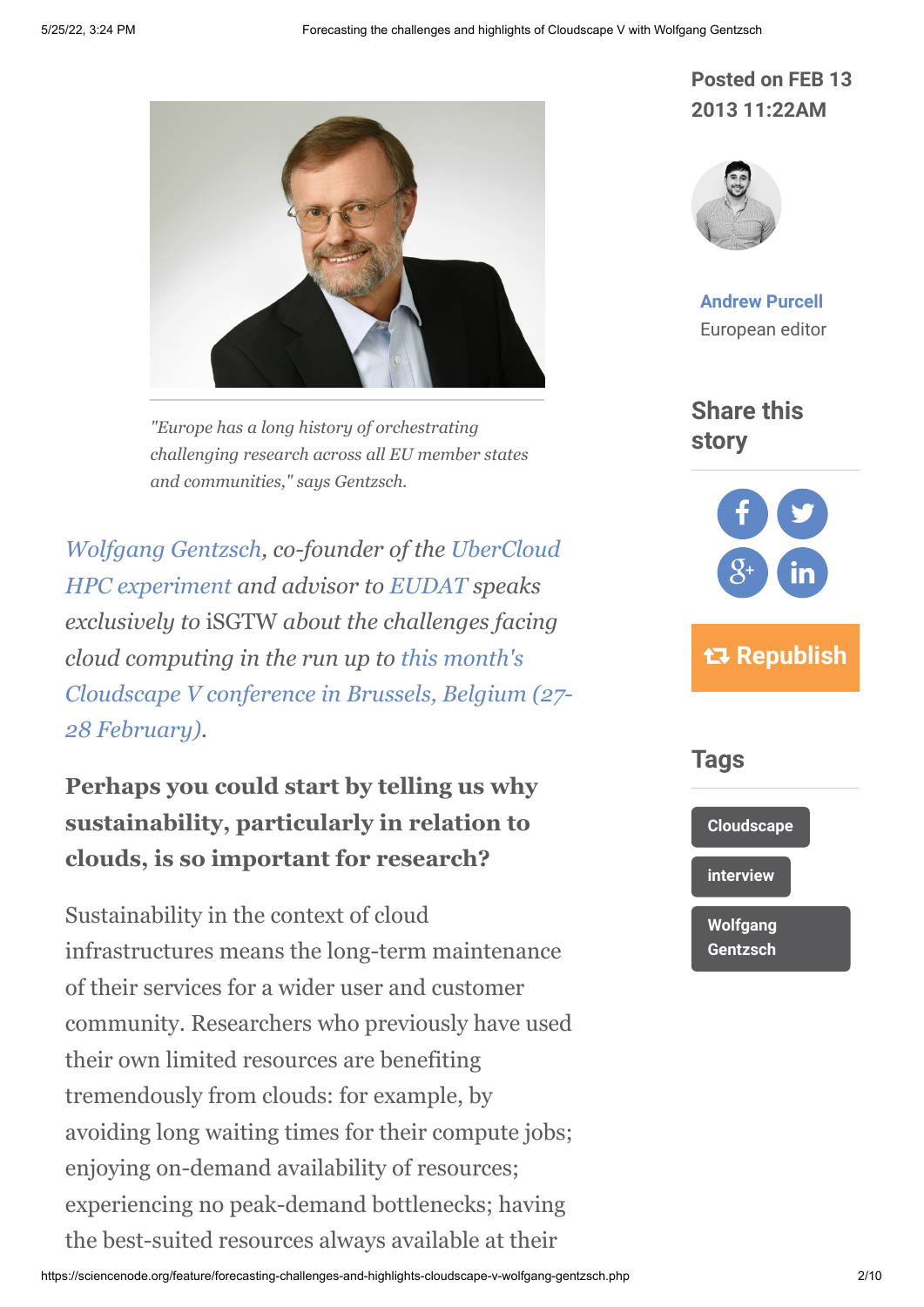"Europe has a long history of orchestrating challenging research across all EU member states and communities," says Gentzsch.

*Wolfgang Gentzsch, co-founder of the UberCloud HPC experiment and advisor to EUDAT speaks exclusively to* iSGTW *about the challenges facing cloud computing in the run up to this month's Cloudscape V conference in Brussels, Belgium (27-28 February).*

Posted on FEB 13 2013 11:22AM

Andrew Purcell
European editor

Share this story

Republish

Tags

Cloudscape

interview

Wolfgang Gentzsch

**Perhaps you could start by telling us why sustainability, particularly in relation to clouds, is so important for research?**

Sustainability in the context of cloud infrastructures means the long-term maintenance of their services for a wider user and customer community. Researchers who previously have used their own limited resources are benefiting tremendously from clouds: for example, by avoiding long waiting times for their compute jobs; enjoying on-demand availability of resources; experiencing no peak-demand bottlenecks; having the best-suited resources always available at their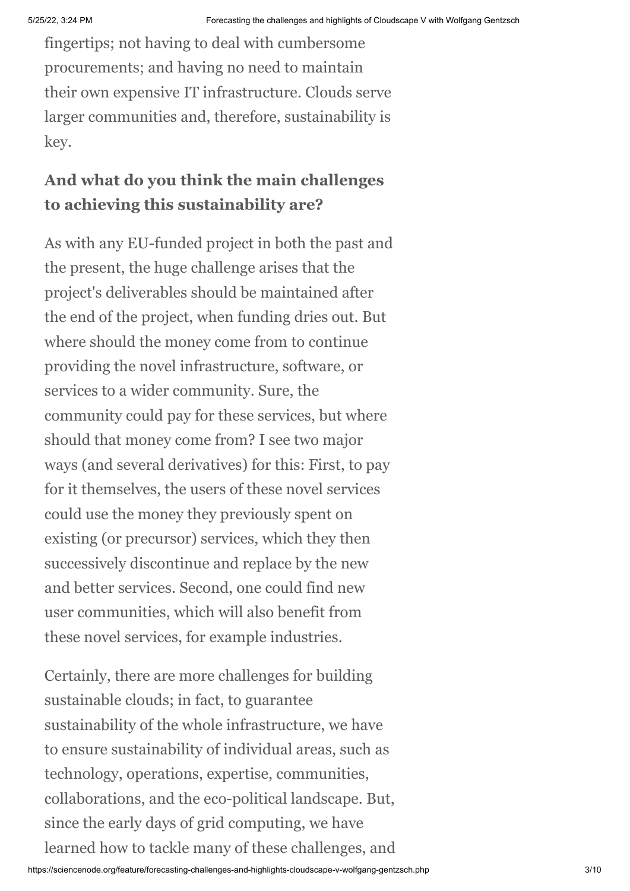fingertips; not having to deal with cumbersome procurements; and having no need to maintain their own expensive IT infrastructure. Clouds serve larger communities and, therefore, sustainability is key.

### And what do you think the main challenges to achieving this sustainability are?

As with any EU-funded project in both the past and the present, the huge challenge arises that the project's deliverables should be maintained after the end of the project, when funding dries out. But where should the money come from to continue providing the novel infrastructure, software, or services to a wider community. Sure, the community could pay for these services, but where should that money come from? I see two major ways (and several derivatives) for this: First, to pay for it themselves, the users of these novel services could use the money they previously spent on existing (or precursor) services, which they then successively discontinue and replace by the new and better services. Second, one could find new user communities, which will also benefit from these novel services, for example industries.

Certainly, there are more challenges for building sustainable clouds; in fact, to guarantee sustainability of the whole infrastructure, we have to ensure sustainability of individual areas, such as technology, operations, expertise, communities, collaborations, and the eco-political landscape. But, since the early days of grid computing, we have learned how to tackle many of these challenges, and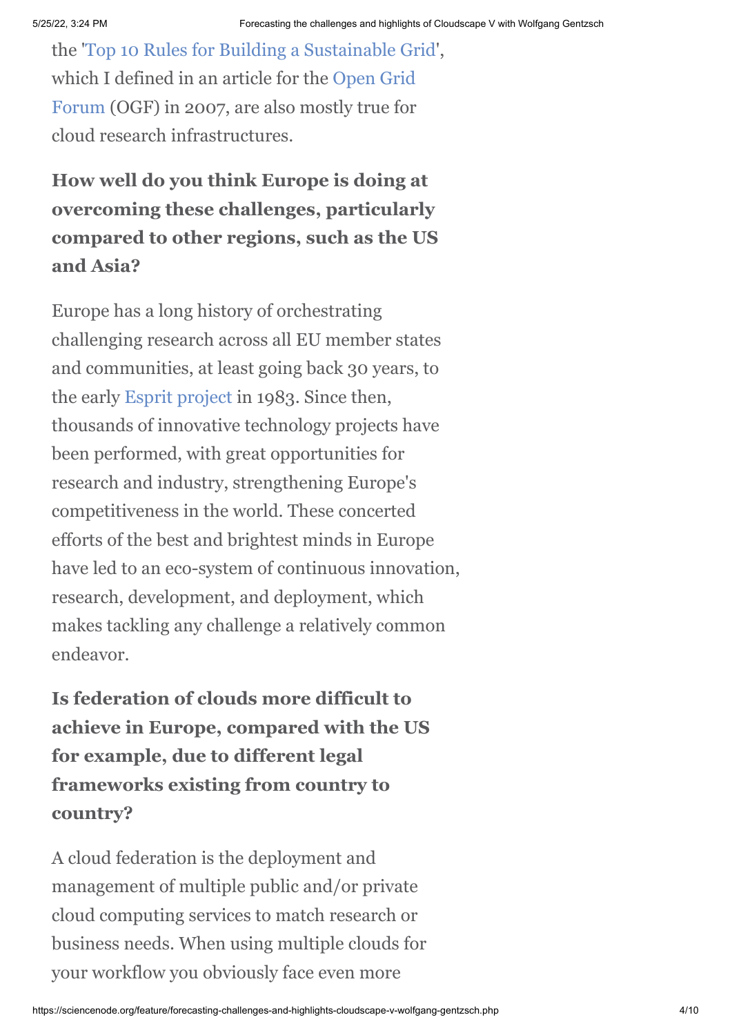the '[Top 10 Rules for Building a Sustainable Grid](#)', which I defined in an article for the [Open Grid Forum](#) (OGF) in 2007, are also mostly true for cloud research infrastructures.

**How well do you think Europe is doing at overcoming these challenges, particularly compared to other regions, such as the US and Asia?**

Europe has a long history of orchestrating challenging research across all EU member states and communities, at least going back 30 years, to the early [Esprit project](#) in 1983. Since then, thousands of innovative technology projects have been performed, with great opportunities for research and industry, strengthening Europe's competitiveness in the world. These concerted efforts of the best and brightest minds in Europe have led to an eco-system of continuous innovation, research, development, and deployment, which makes tackling any challenge a relatively common endeavor.

**Is federation of clouds more difficult to achieve in Europe, compared with the US for example, due to different legal frameworks existing from country to country?**

A cloud federation is the deployment and management of multiple public and/or private cloud computing services to match research or business needs. When using multiple clouds for your workflow you obviously face even more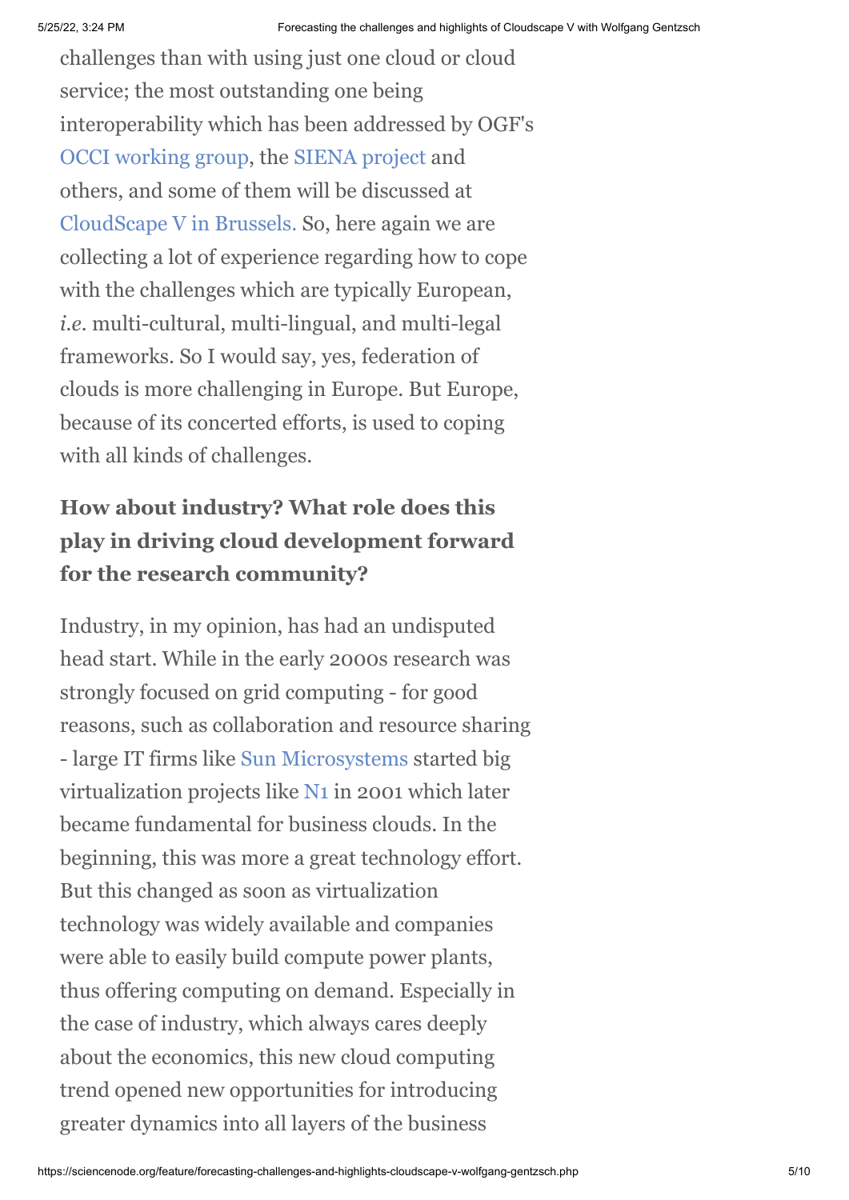challenges than with using just one cloud or cloud service; the most outstanding one being interoperability which has been addressed by OGF's OCCI working group, the SIENA project and others, and some of them will be discussed at CloudScape V in Brussels. So, here again we are collecting a lot of experience regarding how to cope with the challenges which are typically European, *i.e.* multi-cultural, multi-lingual, and multi-legal frameworks. So I would say, yes, federation of clouds is more challenging in Europe. But Europe, because of its concerted efforts, is used to coping with all kinds of challenges.

### How about industry? What role does this play in driving cloud development forward for the research community?

Industry, in my opinion, has had an undisputed head start. While in the early 2000s research was strongly focused on grid computing - for good reasons, such as collaboration and resource sharing - large IT firms like Sun Microsystems started big virtualization projects like N1 in 2001 which later became fundamental for business clouds. In the beginning, this was more a great technology effort. But this changed as soon as virtualization technology was widely available and companies were able to easily build compute power plants, thus offering computing on demand. Especially in the case of industry, which always cares deeply about the economics, this new cloud computing trend opened new opportunities for introducing greater dynamics into all layers of the business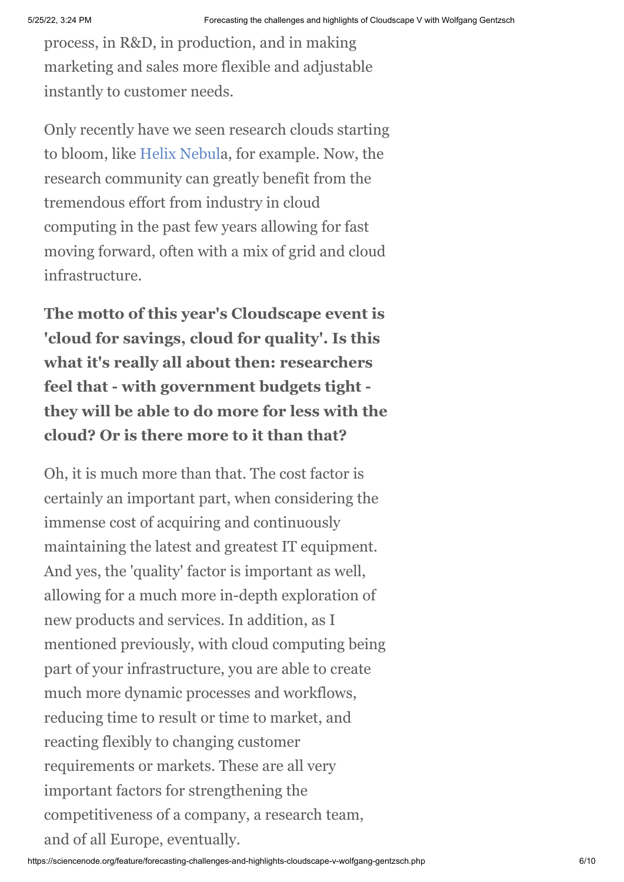process, in R&D, in production, and in making marketing and sales more flexible and adjustable instantly to customer needs.

Only recently have we seen research clouds starting to bloom, like Helix Nebula, for example. Now, the research community can greatly benefit from the tremendous effort from industry in cloud computing in the past few years allowing for fast moving forward, often with a mix of grid and cloud infrastructure.

**The motto of this year's Cloudscape event is 'cloud for savings, cloud for quality'. Is this what it's really all about then: researchers feel that - with government budgets tight - they will be able to do more for less with the cloud? Or is there more to it than that?**

Oh, it is much more than that. The cost factor is certainly an important part, when considering the immense cost of acquiring and continuously maintaining the latest and greatest IT equipment. And yes, the 'quality' factor is important as well, allowing for a much more in-depth exploration of new products and services. In addition, as I mentioned previously, with cloud computing being part of your infrastructure, you are able to create much more dynamic processes and workflows, reducing time to result or time to market, and reacting flexibly to changing customer requirements or markets. These are all very important factors for strengthening the competitiveness of a company, a research team, and of all Europe, eventually.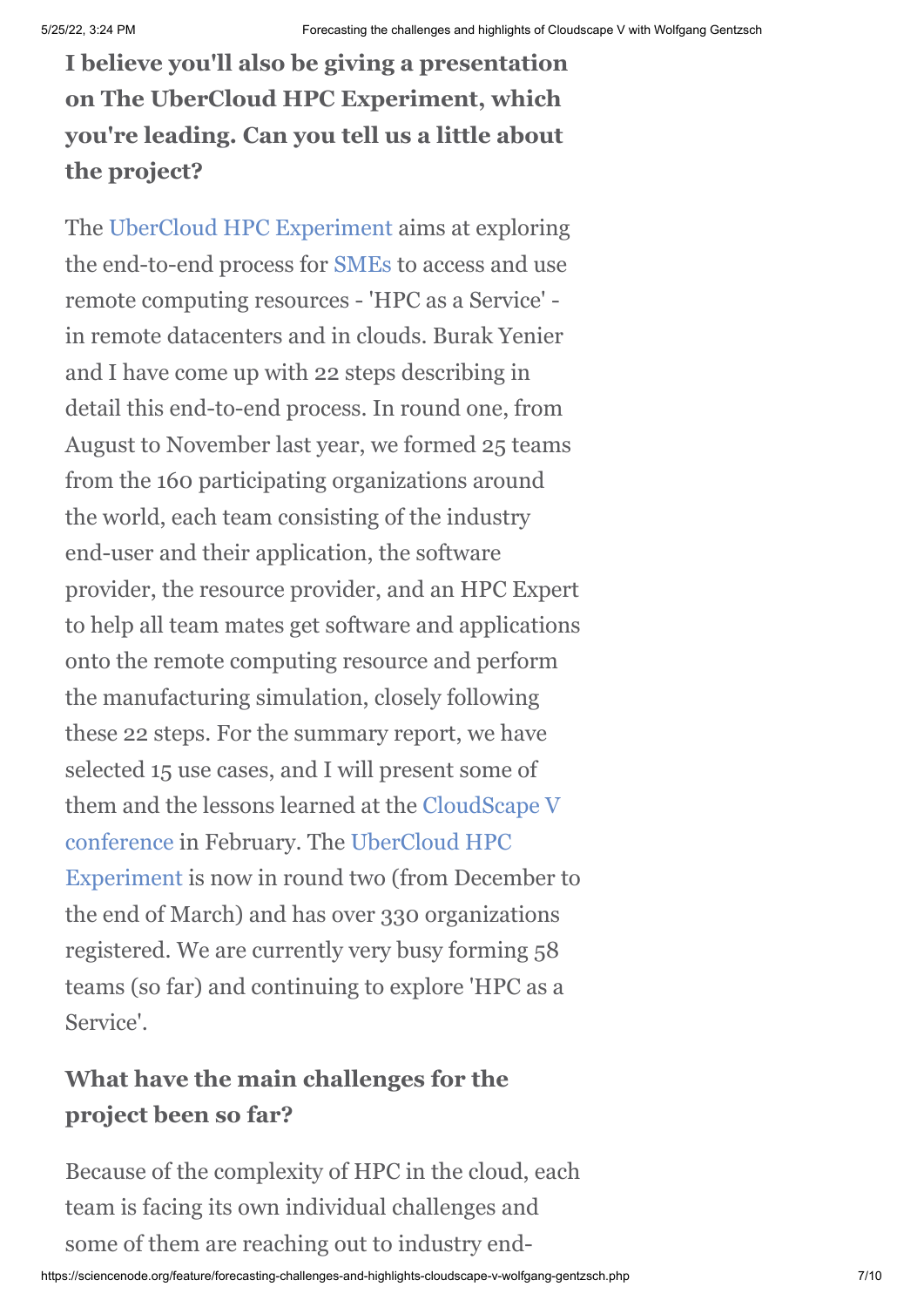**I believe you'll also be giving a presentation on The UberCloud HPC Experiment, which you're leading. Can you tell us a little about the project?**

The UberCloud HPC Experiment aims at exploring the end-to-end process for SMEs to access and use remote computing resources - 'HPC as a Service' - in remote datacenters and in clouds. Burak Yenier and I have come up with 22 steps describing in detail this end-to-end process. In round one, from August to November last year, we formed 25 teams from the 160 participating organizations around the world, each team consisting of the industry end-user and their application, the software provider, the resource provider, and an HPC Expert to help all team mates get software and applications onto the remote computing resource and perform the manufacturing simulation, closely following these 22 steps. For the summary report, we have selected 15 use cases, and I will present some of them and the lessons learned at the CloudScape V conference in February. The UberCloud HPC Experiment is now in round two (from December to the end of March) and has over 330 organizations registered. We are currently very busy forming 58 teams (so far) and continuing to explore 'HPC as a Service'.

**What have the main challenges for the project been so far?**

Because of the complexity of HPC in the cloud, each team is facing its own individual challenges and some of them are reaching out to industry end-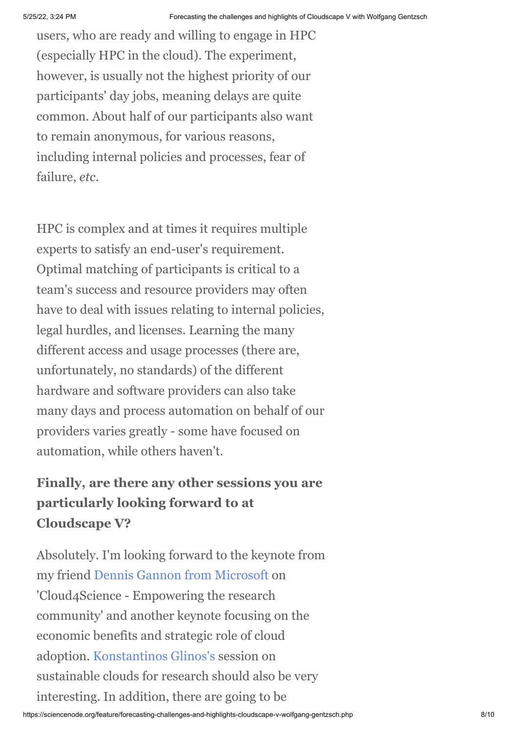users, who are ready and willing to engage in HPC (especially HPC in the cloud). The experiment, however, is usually not the highest priority of our participants' day jobs, meaning delays are quite common. About half of our participants also want to remain anonymous, for various reasons, including internal policies and processes, fear of failure, *etc*.

HPC is complex and at times it requires multiple experts to satisfy an end-user's requirement. Optimal matching of participants is critical to a team's success and resource providers may often have to deal with issues relating to internal policies, legal hurdles, and licenses. Learning the many different access and usage processes (there are, unfortunately, no standards) of the different hardware and software providers can also take many days and process automation on behalf of our providers varies greatly - some have focused on automation, while others haven't.

**Finally, are there any other sessions you are particularly looking forward to at Cloudscape V?**

Absolutely. I'm looking forward to the keynote from my friend Dennis Gannon from Microsoft on 'Cloud4Science - Empowering the research community' and another keynote focusing on the economic benefits and strategic role of cloud adoption. Konstantinos Glinos's session on sustainable clouds for research should also be very interesting. In addition, there are going to be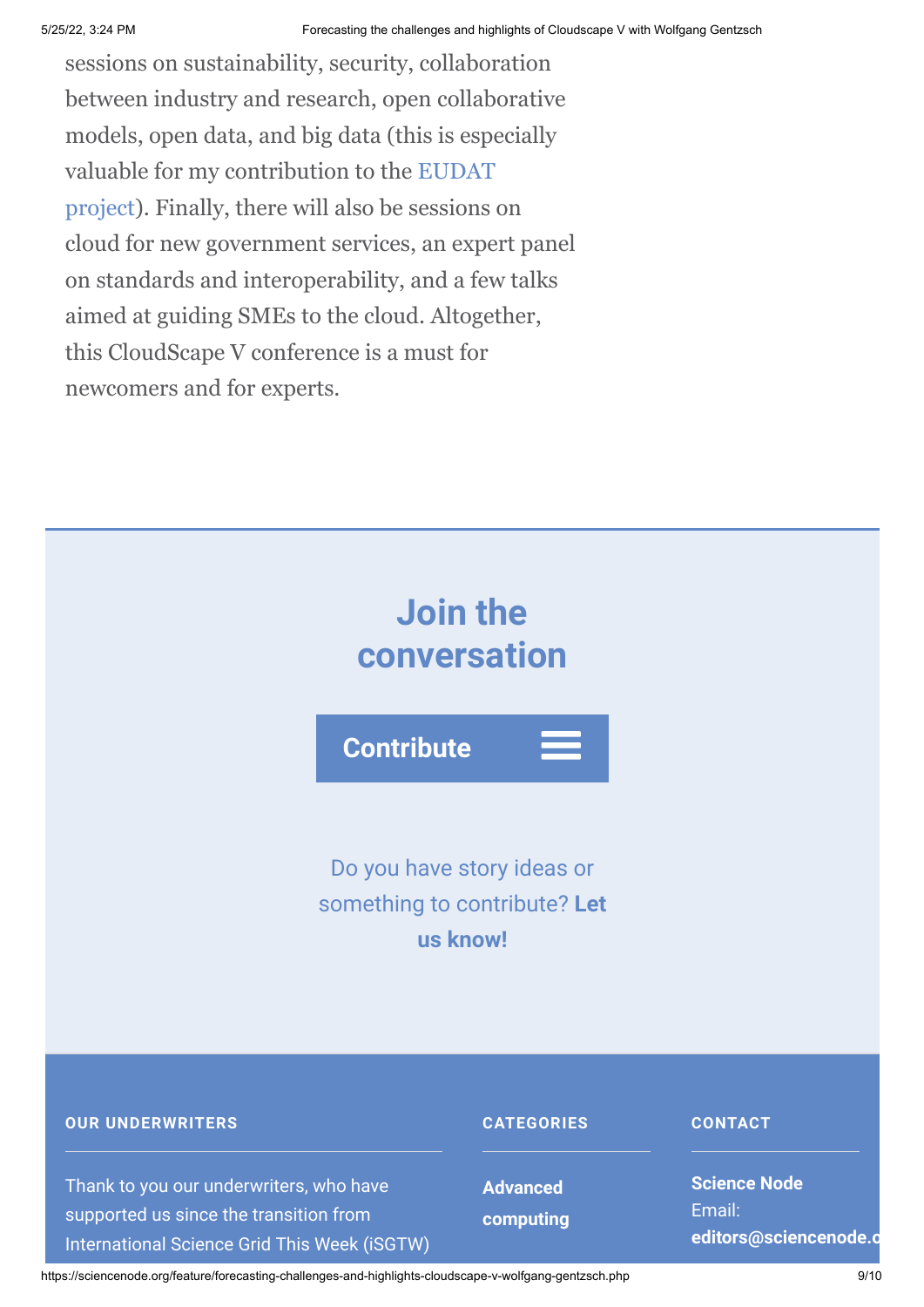sessions on sustainability, security, collaboration between industry and research, open collaborative models, open data, and big data (this is especially valuable for my contribution to the EUDAT project). Finally, there will also be sessions on cloud for new government services, an expert panel on standards and interoperability, and a few talks aimed at guiding SMEs to the cloud. Altogether, this CloudScape V conference is a must for newcomers and for experts.

## Join the conversation

**Contribute**

Do you have story ideas or something to contribute? **Let us know!**

**OUR UNDERWRITERS**

Thank to you our underwriters, who have supported us since the transition from International Science Grid This Week (iSGTW)

**CATEGORIES**

**Advanced computing**

**CONTACT**

**Science Node**
Email:
**editors@sciencenode.o**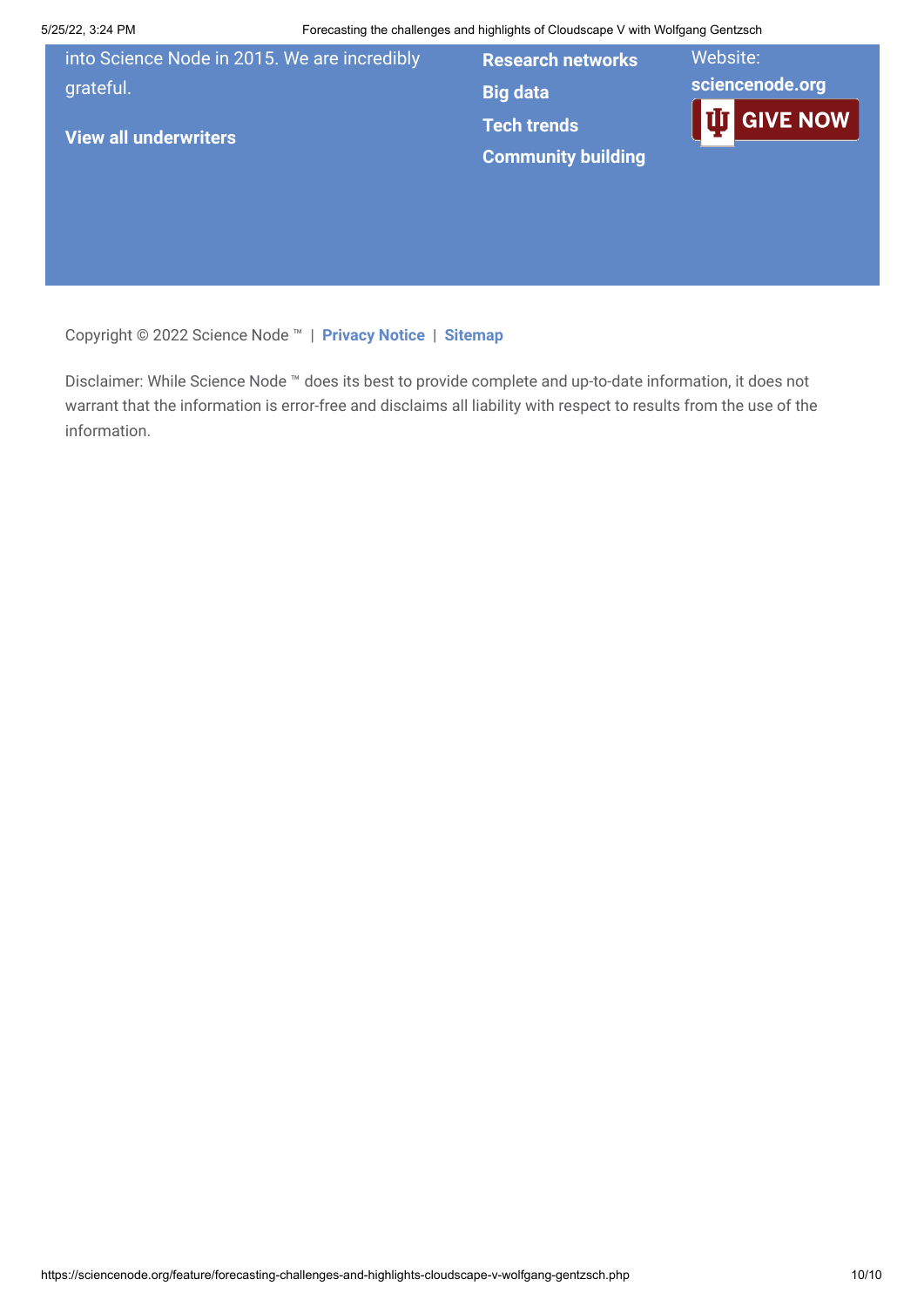into Science Node in 2015. We are incredibly grateful.

**View all underwriters**

**Research networks**

**Big data**

**Tech trends**

**Community building**

Website:
**sciencenode.org**

GIVE NOW

Copyright © 2022 Science Node ™ | **Privacy Notice** | **Sitemap**

Disclaimer: While Science Node ™ does its best to provide complete and up-to-date information, it does not warrant that the information is error-free and disclaims all liability with respect to results from the use of the information.